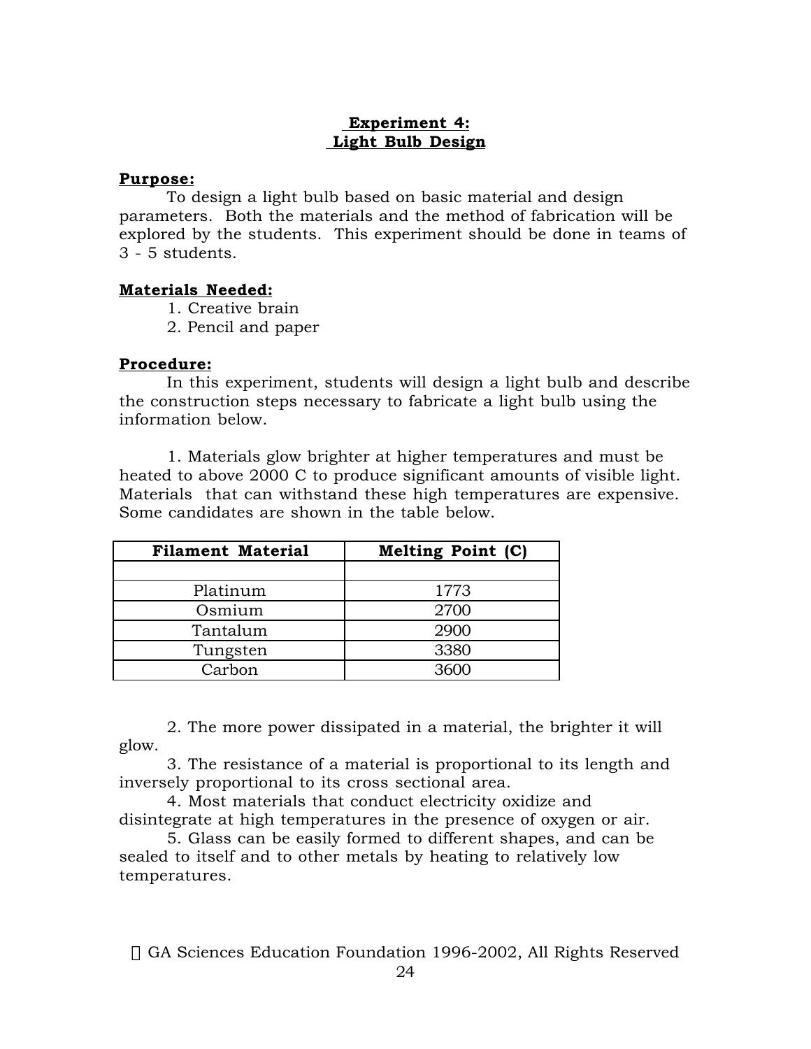# Experiment 4: Light Bulb Design

**Purpose:**

To design a light bulb based on basic material and design parameters. Both the materials and the method of fabrication will be explored by the students. This experiment should be done in teams of 3 - 5 students.

**Materials Needed:**

1. Creative brain
2. Pencil and paper

**Procedure:**

In this experiment, students will design a light bulb and describe the construction steps necessary to fabricate a light bulb using the information below.

1. Materials glow brighter at higher temperatures and must be heated to above 2000 C to produce significant amounts of visible light. Materials that can withstand these high temperatures are expensive. Some candidates are shown in the table below.

| Filament Material | Melting Point (C) |
|---|---|
| | |
| Platinum | 1773 |
| Osmium | 2700 |
| Tantalum | 2900 |
| Tungsten | 3380 |
| Carbon | 3600 |

2. The more power dissipated in a material, the brighter it will glow.
3. The resistance of a material is proportional to its length and inversely proportional to its cross sectional area.
4. Most materials that conduct electricity oxidize and disintegrate at high temperatures in the presence of oxygen or air.
5. Glass can be easily formed to different shapes, and can be sealed to itself and to other metals by heating to relatively low temperatures.

© GA Sciences Education Foundation 1996-2002, All Rights Reserved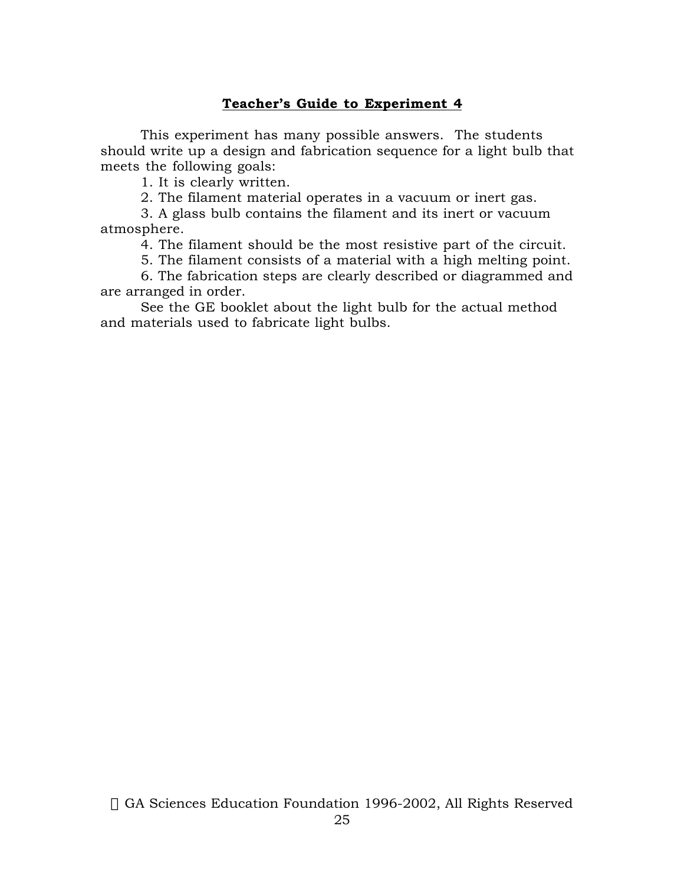**Teacher's Guide to Experiment 4**

This experiment has many possible answers. The students should write up a design and fabrication sequence for a light bulb that meets the following goals:

1. It is clearly written.
2. The filament material operates in a vacuum or inert gas.
3. A glass bulb contains the filament and its inert or vacuum atmosphere.
4. The filament should be the most resistive part of the circuit.
5. The filament consists of a material with a high melting point.
6. The fabrication steps are clearly described or diagrammed and are arranged in order.

See the GE booklet about the light bulb for the actual method and materials used to fabricate light bulbs.